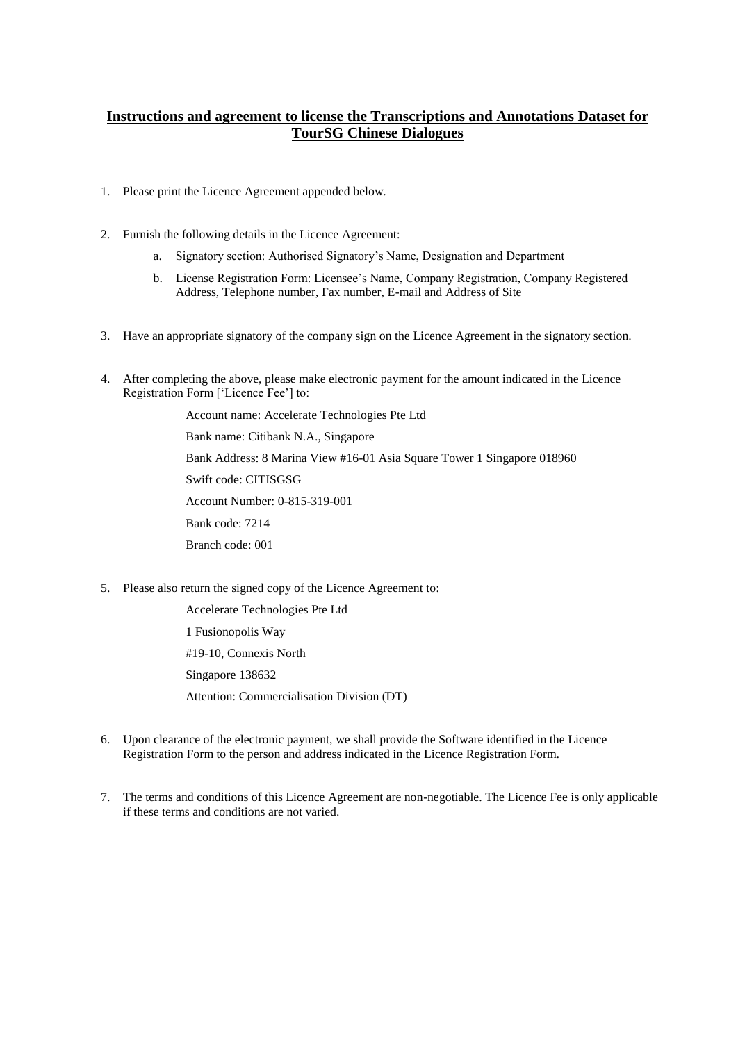# **Instructions and agreement to license the Transcriptions and Annotations Dataset for TourSG Chinese Dialogues**

1. Please print the Licence Agreement appended below.

2. Furnish the following details in the Licence Agreement:

    a. Signatory section: Authorised Signatory's Name, Designation and Department

    b. License Registration Form: Licensee's Name, Company Registration, Company Registered Address, Telephone number, Fax number, E-mail and Address of Site

3. Have an appropriate signatory of the company sign on the Licence Agreement in the signatory section.

4. After completing the above, please make electronic payment for the amount indicated in the Licence Registration Form ['Licence Fee'] to:

    Account name: Accelerate Technologies Pte Ltd

    Bank name: Citibank N.A., Singapore

    Bank Address: 8 Marina View #16-01 Asia Square Tower 1 Singapore 018960

    Swift code: CITISGSG

    Account Number: 0-815-319-001

    Bank code: 7214

    Branch code: 001

5. Please also return the signed copy of the Licence Agreement to:

    Accelerate Technologies Pte Ltd

    1 Fusionopolis Way

    #19-10, Connexis North

    Singapore 138632

    Attention: Commercialisation Division (DT)

6. Upon clearance of the electronic payment, we shall provide the Software identified in the Licence Registration Form to the person and address indicated in the Licence Registration Form.

7. The terms and conditions of this Licence Agreement are non-negotiable. The Licence Fee is only applicable if these terms and conditions are not varied.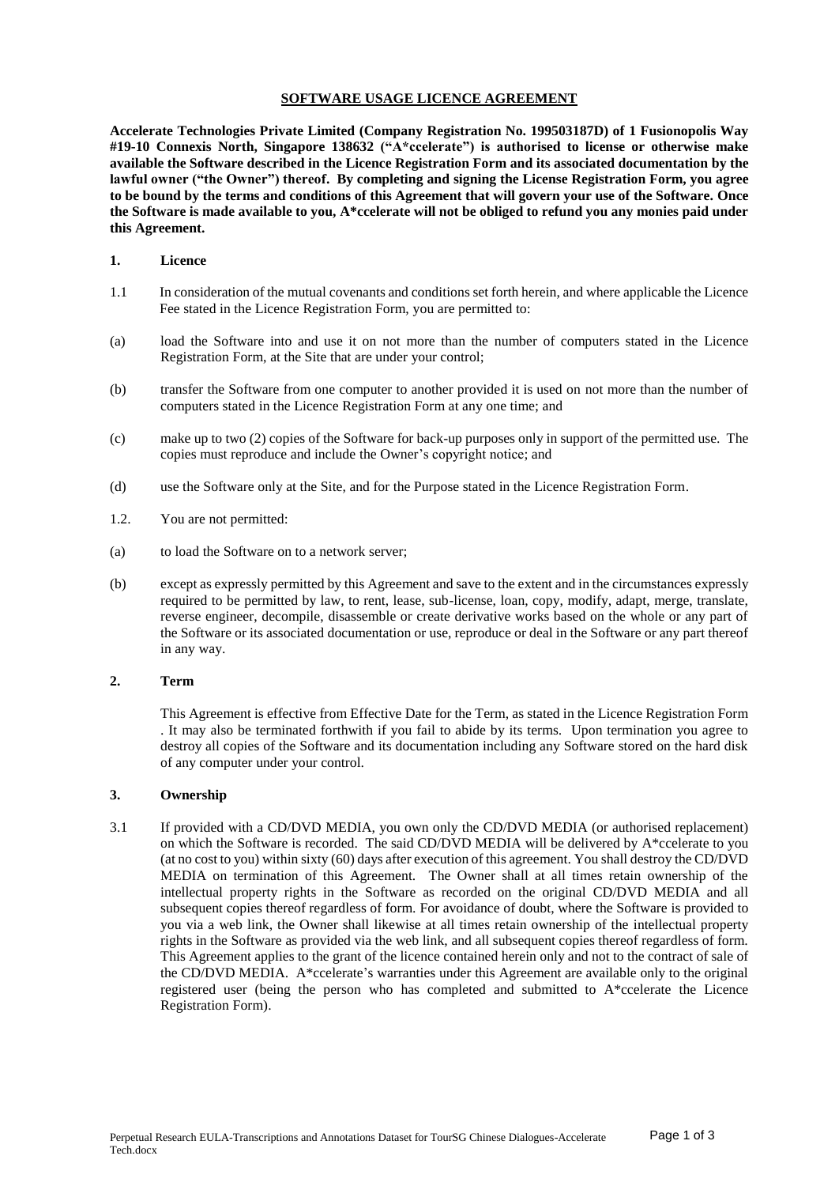**SOFTWARE USAGE LICENCE AGREEMENT**

**Accelerate Technologies Private Limited (Company Registration No. 199503187D) of 1 Fusionopolis Way #19-10 Connexis North, Singapore 138632 ("A*ccelerate") is authorised to license or otherwise make available the Software described in the Licence Registration Form and its associated documentation by the lawful owner ("the Owner") thereof. By completing and signing the License Registration Form, you agree to be bound by the terms and conditions of this Agreement that will govern your use of the Software. Once the Software is made available to you, A*ccelerate will not be obliged to refund you any monies paid under this Agreement.**

**1. Licence**

1.1 In consideration of the mutual covenants and conditions set forth herein, and where applicable the Licence Fee stated in the Licence Registration Form, you are permitted to:

(a) load the Software into and use it on not more than the number of computers stated in the Licence Registration Form, at the Site that are under your control;

(b) transfer the Software from one computer to another provided it is used on not more than the number of computers stated in the Licence Registration Form at any one time; and

(c) make up to two (2) copies of the Software for back-up purposes only in support of the permitted use. The copies must reproduce and include the Owner's copyright notice; and

(d) use the Software only at the Site, and for the Purpose stated in the Licence Registration Form.

1.2. You are not permitted:

(a) to load the Software on to a network server;

(b) except as expressly permitted by this Agreement and save to the extent and in the circumstances expressly required to be permitted by law, to rent, lease, sub-license, loan, copy, modify, adapt, merge, translate, reverse engineer, decompile, disassemble or create derivative works based on the whole or any part of the Software or its associated documentation or use, reproduce or deal in the Software or any part thereof in any way.

**2. Term**

This Agreement is effective from Effective Date for the Term, as stated in the Licence Registration Form . It may also be terminated forthwith if you fail to abide by its terms. Upon termination you agree to destroy all copies of the Software and its documentation including any Software stored on the hard disk of any computer under your control.

**3. Ownership**

3.1 If provided with a CD/DVD MEDIA, you own only the CD/DVD MEDIA (or authorised replacement) on which the Software is recorded. The said CD/DVD MEDIA will be delivered by A*ccelerate to you (at no cost to you) within sixty (60) days after execution of this agreement. You shall destroy the CD/DVD MEDIA on termination of this Agreement. The Owner shall at all times retain ownership of the intellectual property rights in the Software as recorded on the original CD/DVD MEDIA and all subsequent copies thereof regardless of form. For avoidance of doubt, where the Software is provided to you via a web link, the Owner shall likewise at all times retain ownership of the intellectual property rights in the Software as provided via the web link, and all subsequent copies thereof regardless of form. This Agreement applies to the grant of the licence contained herein only and not to the contract of sale of the CD/DVD MEDIA. A*ccelerate's warranties under this Agreement are available only to the original registered user (being the person who has completed and submitted to A*ccelerate the Licence Registration Form).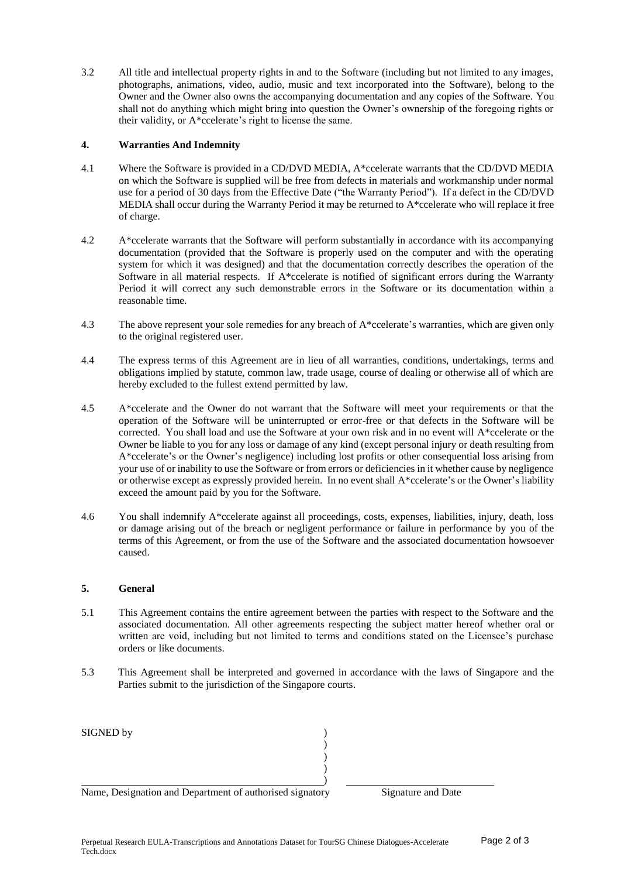3.2 All title and intellectual property rights in and to the Software (including but not limited to any images, photographs, animations, video, audio, music and text incorporated into the Software), belong to the Owner and the Owner also owns the accompanying documentation and any copies of the Software. You shall not do anything which might bring into question the Owner's ownership of the foregoing rights or their validity, or A*ccelerate's right to license the same.

## 4. Warranties And Indemnity

4.1 Where the Software is provided in a CD/DVD MEDIA, A*ccelerate warrants that the CD/DVD MEDIA on which the Software is supplied will be free from defects in materials and workmanship under normal use for a period of 30 days from the Effective Date ("the Warranty Period"). If a defect in the CD/DVD MEDIA shall occur during the Warranty Period it may be returned to A*ccelerate who will replace it free of charge.

4.2 A*ccelerate warrants that the Software will perform substantially in accordance with its accompanying documentation (provided that the Software is properly used on the computer and with the operating system for which it was designed) and that the documentation correctly describes the operation of the Software in all material respects. If A*ccelerate is notified of significant errors during the Warranty Period it will correct any such demonstrable errors in the Software or its documentation within a reasonable time.

4.3 The above represent your sole remedies for any breach of A*ccelerate's warranties, which are given only to the original registered user.

4.4 The express terms of this Agreement are in lieu of all warranties, conditions, undertakings, terms and obligations implied by statute, common law, trade usage, course of dealing or otherwise all of which are hereby excluded to the fullest extend permitted by law.

4.5 A*ccelerate and the Owner do not warrant that the Software will meet your requirements or that the operation of the Software will be uninterrupted or error-free or that defects in the Software will be corrected. You shall load and use the Software at your own risk and in no event will A*ccelerate or the Owner be liable to you for any loss or damage of any kind (except personal injury or death resulting from A*ccelerate's or the Owner's negligence) including lost profits or other consequential loss arising from your use of or inability to use the Software or from errors or deficiencies in it whether cause by negligence or otherwise except as expressly provided herein. In no event shall A*ccelerate's or the Owner's liability exceed the amount paid by you for the Software.

4.6 You shall indemnify A*ccelerate against all proceedings, costs, expenses, liabilities, injury, death, loss or damage arising out of the breach or negligent performance or failure in performance by you of the terms of this Agreement, or from the use of the Software and the associated documentation howsoever caused.

## 5. General

5.1 This Agreement contains the entire agreement between the parties with respect to the Software and the associated documentation. All other agreements respecting the subject matter hereof whether oral or written are void, including but not limited to terms and conditions stated on the Licensee's purchase orders or like documents.

5.3 This Agreement shall be interpreted and governed in accordance with the laws of Singapore and the Parties submit to the jurisdiction of the Singapore courts.

SIGNED by )
)
)
)
)

Name, Designation and Department of authorised signatory        Signature and Date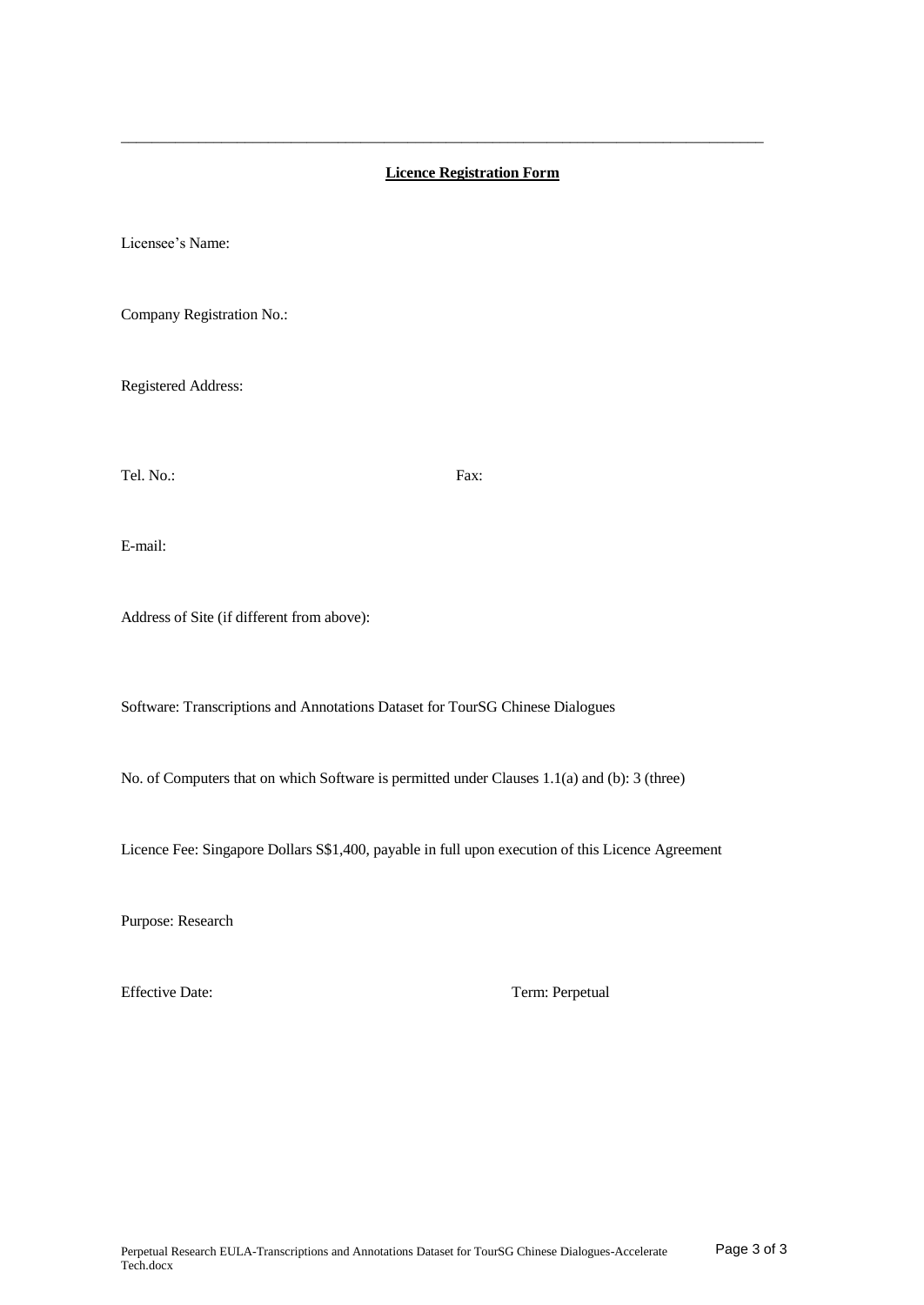**Licence Registration Form**

Licensee's Name:

Company Registration No.:

Registered Address:

Tel. No.: Fax:

E-mail:

Address of Site (if different from above):

Software: Transcriptions and Annotations Dataset for TourSG Chinese Dialogues

No. of Computers that on which Software is permitted under Clauses 1.1(a) and (b): 3 (three)

Licence Fee: Singapore Dollars S$1,400, payable in full upon execution of this Licence Agreement

Purpose: Research

Effective Date: Term: Perpetual